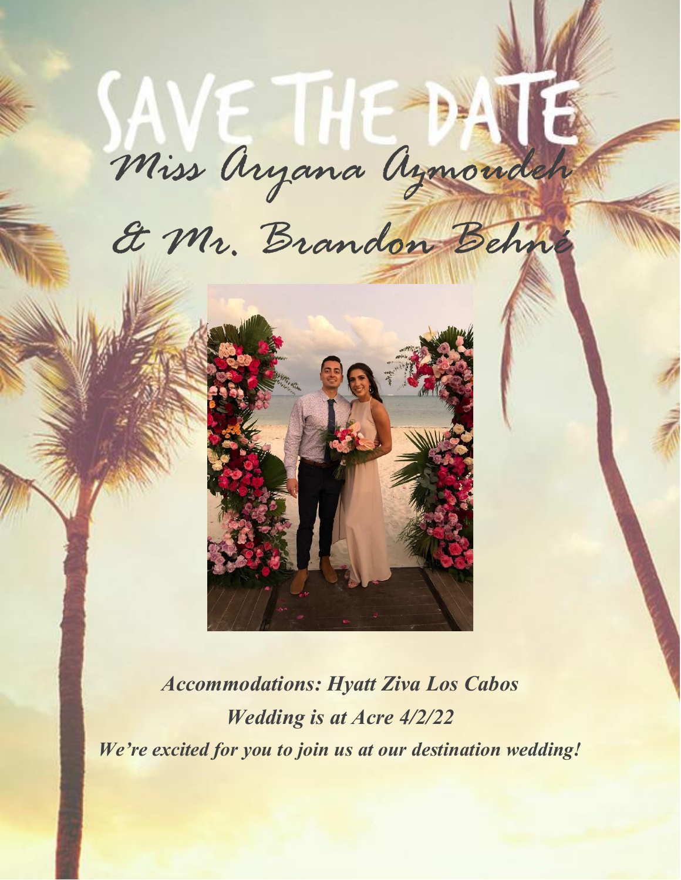# SAVE THE DATE

Miss Aryana Azmoudeh

& Mr. Brandon Behné

***Accommodations: Hyatt Ziva Los Cabos***

***Wedding is at Acre 4/2/22***

***We're excited for you to join us at our destination wedding!***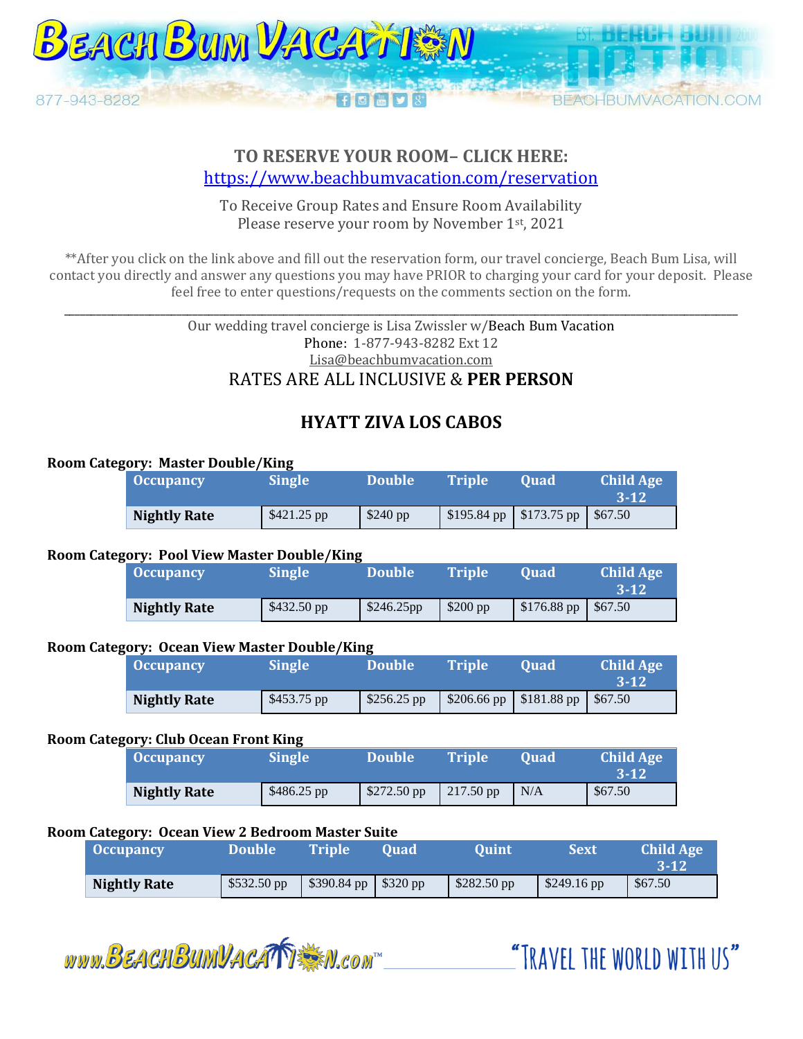**TO RESERVE YOUR ROOM– CLICK HERE:**
[https://www.beachbumvacation.com/reservation](https://www.beachbumvacation.com/reservation)

To Receive Group Rates and Ensure Room Availability
Please reserve your room by November 1st, 2021

**After you click on the link above and fill out the reservation form, our travel concierge, Beach Bum Lisa, will contact you directly and answer any questions you may have PRIOR to charging your card for your deposit. Please feel free to enter questions/requests on the comments section on the form.

---

Our wedding travel concierge is Lisa Zwissler w/Beach Bum Vacation
Phone: 1-877-943-8282 Ext 12
Lisa@beachbumvacation.com

RATES ARE ALL INCLUSIVE & **PER PERSON**

## HYATT ZIVA LOS CABOS

**Room Category: Master Double/King**

| Occupancy | Single | Double | Triple | Quad | Child Age 3-12 |
|---|---|---|---|---|---|
| **Nightly Rate** | $421.25 pp | $240 pp | $195.84 pp | $173.75 pp | $67.50 |

**Room Category: Pool View Master Double/King**

| Occupancy | Single | Double | Triple | Quad | Child Age 3-12 |
|---|---|---|---|---|---|
| **Nightly Rate** | $432.50 pp | $246.25pp | $200 pp | $176.88 pp | $67.50 |

**Room Category: Ocean View Master Double/King**

| Occupancy | Single | Double | Triple | Quad | Child Age 3-12 |
|---|---|---|---|---|---|
| **Nightly Rate** | $453.75 pp | $256.25 pp | $206.66 pp | $181.88 pp | $67.50 |

**Room Category: Club Ocean Front King**

| Occupancy | Single | Double | Triple | Quad | Child Age 3-12 |
|---|---|---|---|---|---|
| **Nightly Rate** | $486.25 pp | $272.50 pp | 217.50 pp | N/A | $67.50 |

**Room Category: Ocean View 2 Bedroom Master Suite**

| Occupancy | Double | Triple | Quad | Quint | Sext | Child Age 3-12 |
|---|---|---|---|---|---|---|
| **Nightly Rate** | $532.50 pp | $390.84 pp | $320 pp | $282.50 pp | $249.16 pp | $67.50 |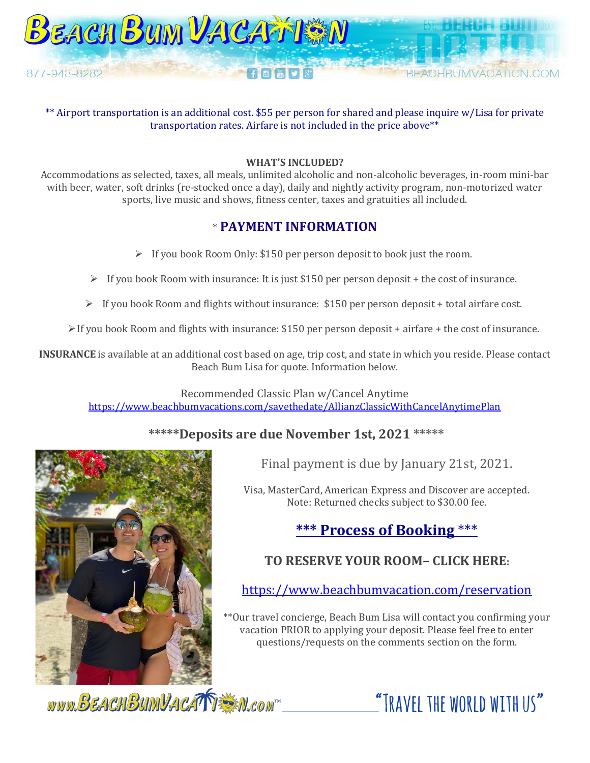** Airport transportation is an additional cost. $55 per person for shared and please inquire w/Lisa for private transportation rates. Airfare is not included in the price above**

**WHAT'S INCLUDED?**

Accommodations as selected, taxes, all meals, unlimited alcoholic and non-alcoholic beverages, in-room mini-bar with beer, water, soft drinks (re-stocked once a day), daily and nightly activity program, non-motorized water sports, live music and shows, fitness center, taxes and gratuities all included.

## * PAYMENT INFORMATION

- If you book Room Only: $150 per person deposit to book just the room.
- If you book Room with insurance: It is just $150 per person deposit + the cost of insurance.
- If you book Room and flights without insurance: $150 per person deposit + total airfare cost.
- If you book Room and flights with insurance: $150 per person deposit + airfare + the cost of insurance.

**INSURANCE** is available at an additional cost based on age, trip cost, and state in which you reside. Please contact Beach Bum Lisa for quote. Information below.

Recommended Classic Plan w/Cancel Anytime
https://www.beachbumvacations.com/savethedate/AllianzClassicWithCancelAnytimePlan

### *****Deposits are due November 1st, 2021 *****

Final payment is due by January 21st, 2021.

Visa, MasterCard, American Express and Discover are accepted.
Note: Returned checks subject to $30.00 fee.

### *** Process of Booking ***

### TO RESERVE YOUR ROOM– CLICK HERE:

https://www.beachbumvacation.com/reservation

**Our travel concierge, Beach Bum Lisa will contact you confirming your vacation PRIOR to applying your deposit. Please feel free to enter questions/requests on the comments section on the form.

www.BeachBumVacation.com™ "Travel the world with us"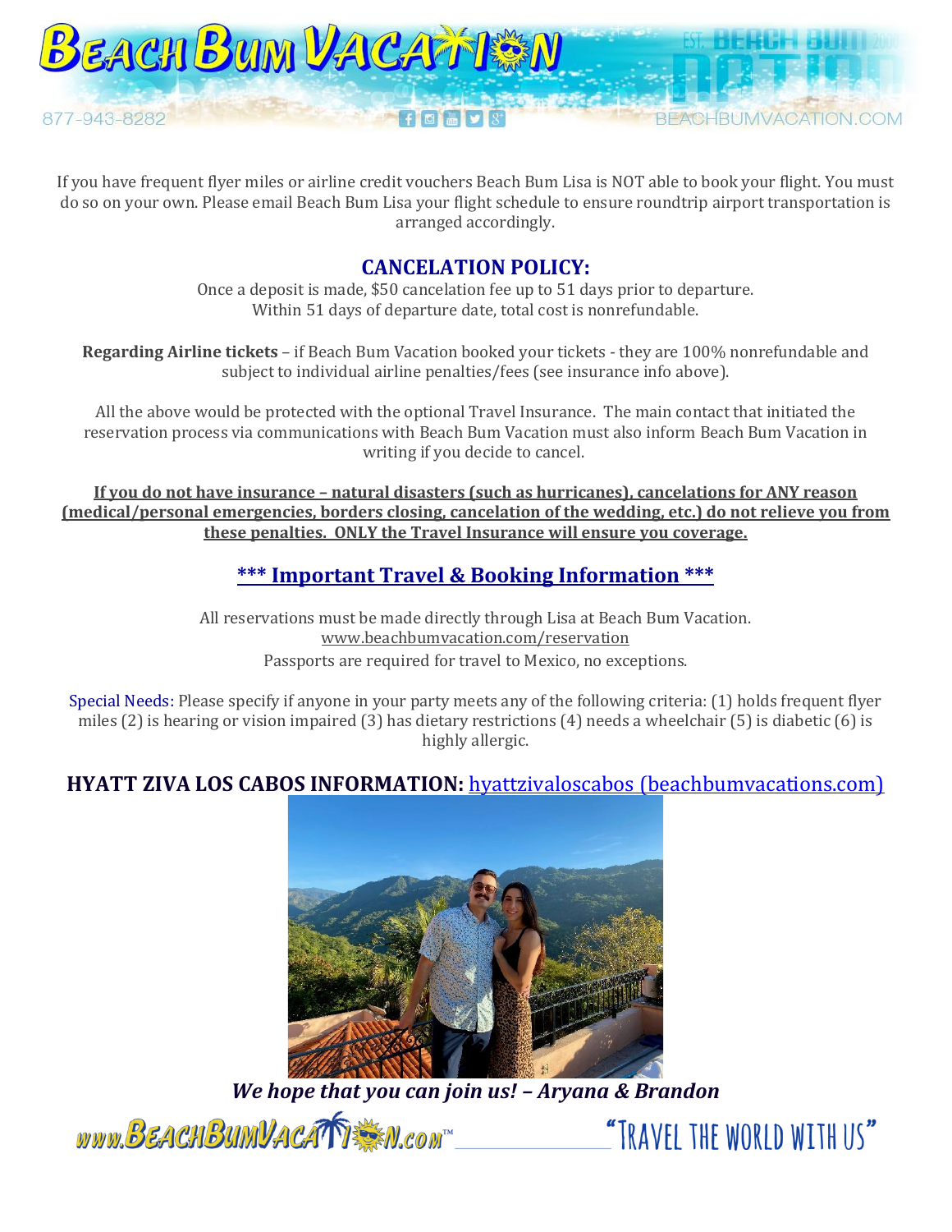If you have frequent flyer miles or airline credit vouchers Beach Bum Lisa is NOT able to book your flight. You must do so on your own. Please email Beach Bum Lisa your flight schedule to ensure roundtrip airport transportation is arranged accordingly.

## CANCELATION POLICY:

Once a deposit is made, $50 cancelation fee up to 51 days prior to departure.
Within 51 days of departure date, total cost is nonrefundable.

**Regarding Airline tickets** – if Beach Bum Vacation booked your tickets - they are 100% nonrefundable and subject to individual airline penalties/fees (see insurance info above).

All the above would be protected with the optional Travel Insurance. The main contact that initiated the reservation process via communications with Beach Bum Vacation must also inform Beach Bum Vacation in writing if you decide to cancel.

**If you do not have insurance – natural disasters (such as hurricanes), cancelations for ANY reason (medical/personal emergencies, borders closing, cancelation of the wedding, etc.) do not relieve you from these penalties. ONLY the Travel Insurance will ensure you coverage.**

## *** Important Travel & Booking Information ***

All reservations must be made directly through Lisa at Beach Bum Vacation.
www.beachbumvacation.com/reservation
Passports are required for travel to Mexico, no exceptions.

Special Needs: Please specify if anyone in your party meets any of the following criteria: (1) holds frequent flyer miles (2) is hearing or vision impaired (3) has dietary restrictions (4) needs a wheelchair (5) is diabetic (6) is highly allergic.

**HYATT ZIVA LOS CABOS INFORMATION:** hyattzivaloscabos (beachbumvacations.com)

***We hope that you can join us! – Aryana & Brandon***

www.BeachBumVacation.com™ "Travel the world with us"